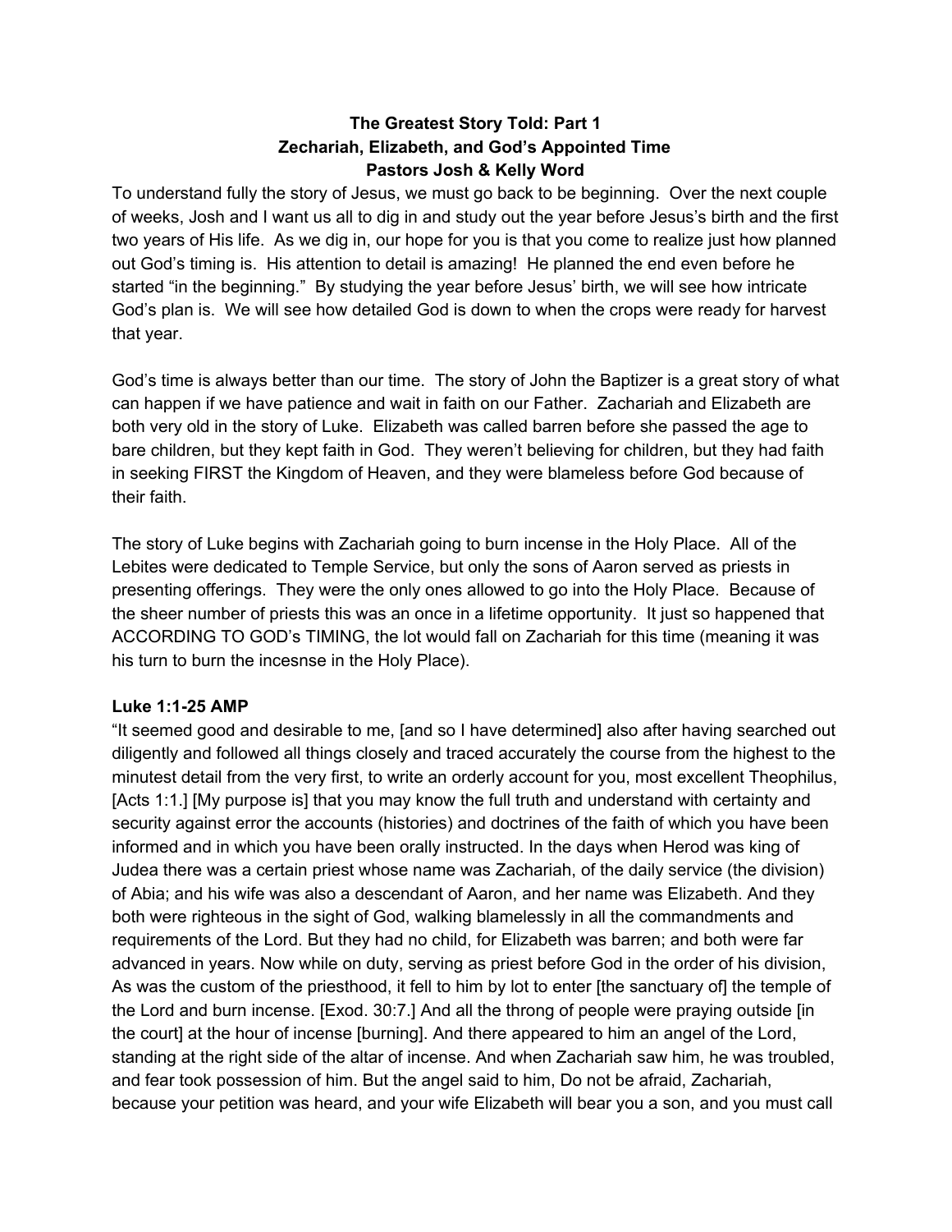**The Greatest Story Told: Part 1**
**Zechariah, Elizabeth, and God's Appointed Time**
**Pastors Josh & Kelly Word**

To understand fully the story of Jesus, we must go back to be beginning. Over the next couple of weeks, Josh and I want us all to dig in and study out the year before Jesus's birth and the first two years of His life. As we dig in, our hope for you is that you come to realize just how planned out God's timing is. His attention to detail is amazing! He planned the end even before he started "in the beginning." By studying the year before Jesus' birth, we will see how intricate God's plan is. We will see how detailed God is down to when the crops were ready for harvest that year.

God's time is always better than our time. The story of John the Baptizer is a great story of what can happen if we have patience and wait in faith on our Father. Zachariah and Elizabeth are both very old in the story of Luke. Elizabeth was called barren before she passed the age to bare children, but they kept faith in God. They weren't believing for children, but they had faith in seeking FIRST the Kingdom of Heaven, and they were blameless before God because of their faith.

The story of Luke begins with Zachariah going to burn incense in the Holy Place. All of the Lebites were dedicated to Temple Service, but only the sons of Aaron served as priests in presenting offerings. They were the only ones allowed to go into the Holy Place. Because of the sheer number of priests this was an once in a lifetime opportunity. It just so happened that ACCORDING TO GOD's TIMING, the lot would fall on Zachariah for this time (meaning it was his turn to burn the incesnse in the Holy Place).

**Luke 1:1-25 AMP**

"It seemed good and desirable to me, [and so I have determined] also after having searched out diligently and followed all things closely and traced accurately the course from the highest to the minutest detail from the very first, to write an orderly account for you, most excellent Theophilus, [Acts 1:1.] [My purpose is] that you may know the full truth and understand with certainty and security against error the accounts (histories) and doctrines of the faith of which you have been informed and in which you have been orally instructed. In the days when Herod was king of Judea there was a certain priest whose name was Zachariah, of the daily service (the division) of Abia; and his wife was also a descendant of Aaron, and her name was Elizabeth. And they both were righteous in the sight of God, walking blamelessly in all the commandments and requirements of the Lord. But they had no child, for Elizabeth was barren; and both were far advanced in years. Now while on duty, serving as priest before God in the order of his division, As was the custom of the priesthood, it fell to him by lot to enter [the sanctuary of] the temple of the Lord and burn incense. [Exod. 30:7.] And all the throng of people were praying outside [in the court] at the hour of incense [burning]. And there appeared to him an angel of the Lord, standing at the right side of the altar of incense. And when Zachariah saw him, he was troubled, and fear took possession of him. But the angel said to him, Do not be afraid, Zachariah, because your petition was heard, and your wife Elizabeth will bear you a son, and you must call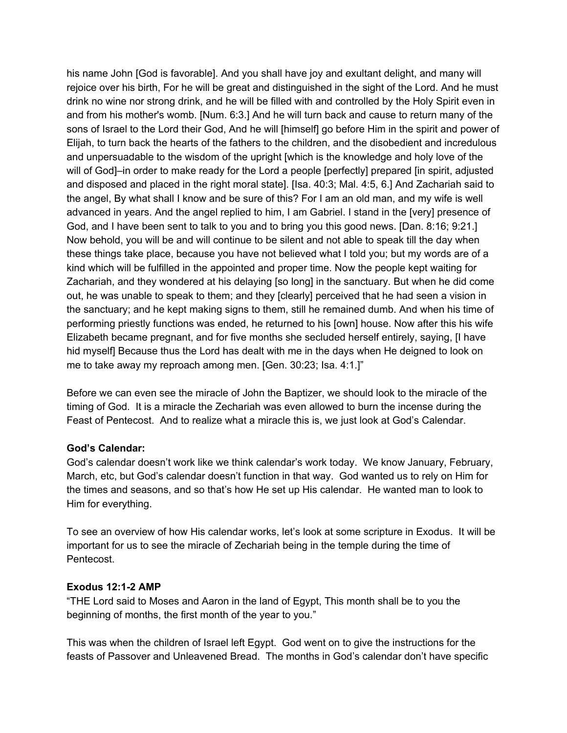his name John [God is favorable]. And you shall have joy and exultant delight, and many will rejoice over his birth, For he will be great and distinguished in the sight of the Lord. And he must drink no wine nor strong drink, and he will be filled with and controlled by the Holy Spirit even in and from his mother's womb. [Num. 6:3.] And he will turn back and cause to return many of the sons of Israel to the Lord their God, And he will [himself] go before Him in the spirit and power of Elijah, to turn back the hearts of the fathers to the children, and the disobedient and incredulous and unpersuadable to the wisdom of the upright [which is the knowledge and holy love of the will of God]–in order to make ready for the Lord a people [perfectly] prepared [in spirit, adjusted and disposed and placed in the right moral state]. [Isa. 40:3; Mal. 4:5, 6.] And Zachariah said to the angel, By what shall I know and be sure of this? For I am an old man, and my wife is well advanced in years. And the angel replied to him, I am Gabriel. I stand in the [very] presence of God, and I have been sent to talk to you and to bring you this good news. [Dan. 8:16; 9:21.] Now behold, you will be and will continue to be silent and not able to speak till the day when these things take place, because you have not believed what I told you; but my words are of a kind which will be fulfilled in the appointed and proper time. Now the people kept waiting for Zachariah, and they wondered at his delaying [so long] in the sanctuary. But when he did come out, he was unable to speak to them; and they [clearly] perceived that he had seen a vision in the sanctuary; and he kept making signs to them, still he remained dumb. And when his time of performing priestly functions was ended, he returned to his [own] house. Now after this his wife Elizabeth became pregnant, and for five months she secluded herself entirely, saying, [I have hid myself] Because thus the Lord has dealt with me in the days when He deigned to look on me to take away my reproach among men. [Gen. 30:23; Isa. 4:1.]"

Before we can even see the miracle of John the Baptizer, we should look to the miracle of the timing of God. It is a miracle the Zechariah was even allowed to burn the incense during the Feast of Pentecost. And to realize what a miracle this is, we just look at God's Calendar.

**God's Calendar:**
God's calendar doesn't work like we think calendar's work today. We know January, February, March, etc, but God's calendar doesn't function in that way. God wanted us to rely on Him for the times and seasons, and so that's how He set up His calendar. He wanted man to look to Him for everything.

To see an overview of how His calendar works, let's look at some scripture in Exodus. It will be important for us to see the miracle of Zechariah being in the temple during the time of Pentecost.

**Exodus 12:1-2 AMP**
"THE Lord said to Moses and Aaron in the land of Egypt, This month shall be to you the beginning of months, the first month of the year to you."

This was when the children of Israel left Egypt. God went on to give the instructions for the feasts of Passover and Unleavened Bread. The months in God's calendar don't have specific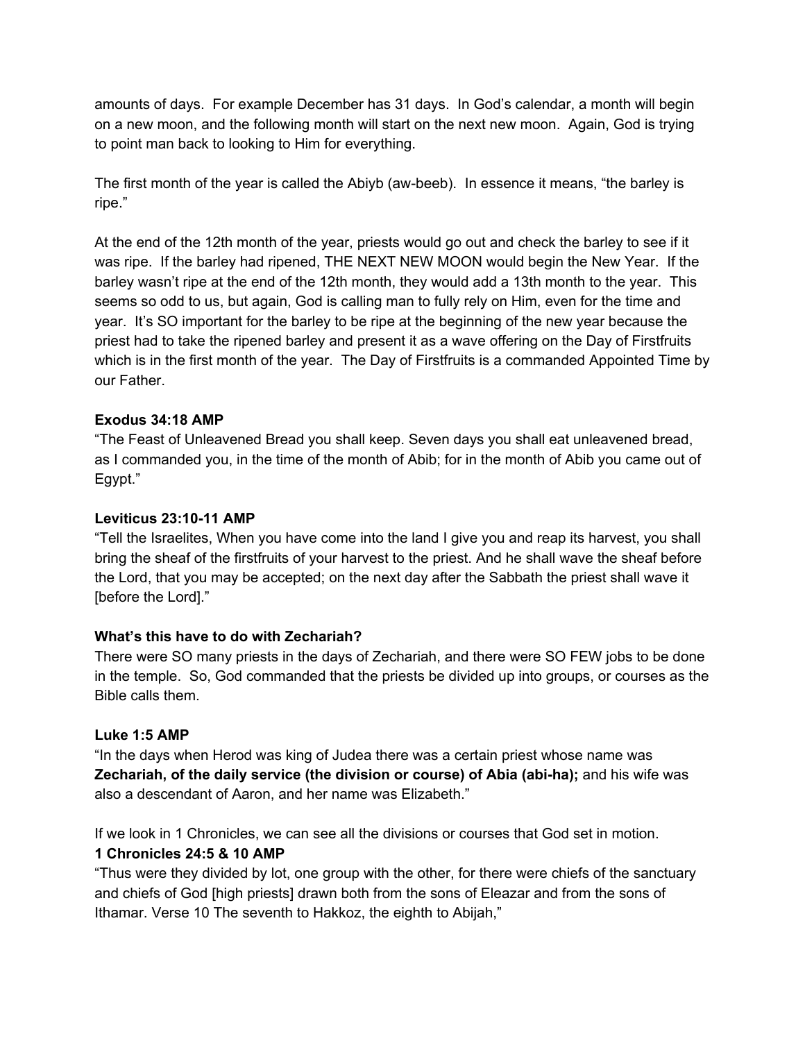amounts of days. For example December has 31 days. In God's calendar, a month will begin on a new moon, and the following month will start on the next new moon. Again, God is trying to point man back to looking to Him for everything.

The first month of the year is called the Abiyb (aw-beeb). In essence it means, "the barley is ripe."

At the end of the 12th month of the year, priests would go out and check the barley to see if it was ripe. If the barley had ripened, THE NEXT NEW MOON would begin the New Year. If the barley wasn't ripe at the end of the 12th month, they would add a 13th month to the year. This seems so odd to us, but again, God is calling man to fully rely on Him, even for the time and year. It's SO important for the barley to be ripe at the beginning of the new year because the priest had to take the ripened barley and present it as a wave offering on the Day of Firstfruits which is in the first month of the year. The Day of Firstfruits is a commanded Appointed Time by our Father.

**Exodus 34:18 AMP**
"The Feast of Unleavened Bread you shall keep. Seven days you shall eat unleavened bread, as I commanded you, in the time of the month of Abib; for in the month of Abib you came out of Egypt."

**Leviticus 23:10-11 AMP**
"Tell the Israelites, When you have come into the land I give you and reap its harvest, you shall bring the sheaf of the firstfruits of your harvest to the priest. And he shall wave the sheaf before the Lord, that you may be accepted; on the next day after the Sabbath the priest shall wave it [before the Lord]."

**What's this have to do with Zechariah?**
There were SO many priests in the days of Zechariah, and there were SO FEW jobs to be done in the temple. So, God commanded that the priests be divided up into groups, or courses as the Bible calls them.

**Luke 1:5 AMP**
"In the days when Herod was king of Judea there was a certain priest whose name was **Zechariah, of the daily service (the division or course) of Abia (abi-ha);** and his wife was also a descendant of Aaron, and her name was Elizabeth."

If we look in 1 Chronicles, we can see all the divisions or courses that God set in motion.
**1 Chronicles 24:5 & 10 AMP**
"Thus were they divided by lot, one group with the other, for there were chiefs of the sanctuary and chiefs of God [high priests] drawn both from the sons of Eleazar and from the sons of Ithamar. Verse 10 The seventh to Hakkoz, the eighth to Abijah,"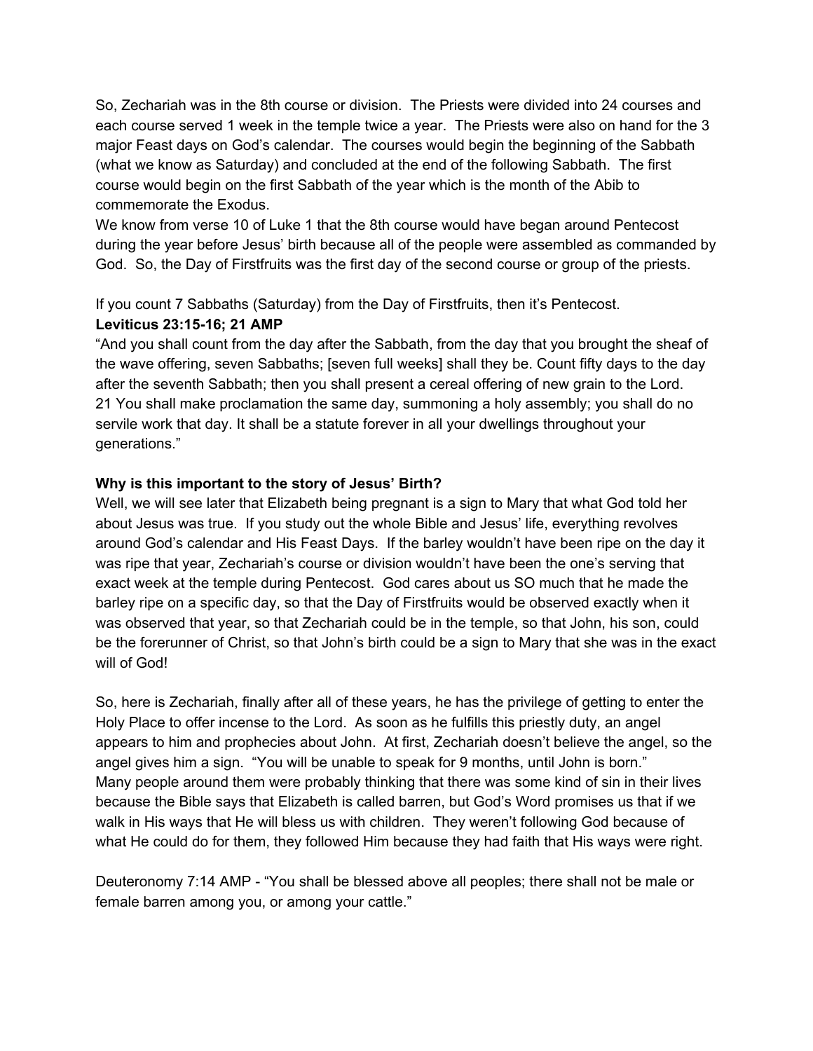So, Zechariah was in the 8th course or division. The Priests were divided into 24 courses and each course served 1 week in the temple twice a year. The Priests were also on hand for the 3 major Feast days on God's calendar. The courses would begin the beginning of the Sabbath (what we know as Saturday) and concluded at the end of the following Sabbath. The first course would begin on the first Sabbath of the year which is the month of the Abib to commemorate the Exodus.

We know from verse 10 of Luke 1 that the 8th course would have began around Pentecost during the year before Jesus' birth because all of the people were assembled as commanded by God. So, the Day of Firstfruits was the first day of the second course or group of the priests.

If you count 7 Sabbaths (Saturday) from the Day of Firstfruits, then it's Pentecost.

**Leviticus 23:15-16; 21 AMP**

"And you shall count from the day after the Sabbath, from the day that you brought the sheaf of the wave offering, seven Sabbaths; [seven full weeks] shall they be. Count fifty days to the day after the seventh Sabbath; then you shall present a cereal offering of new grain to the Lord. 21 You shall make proclamation the same day, summoning a holy assembly; you shall do no servile work that day. It shall be a statute forever in all your dwellings throughout your generations."

**Why is this important to the story of Jesus' Birth?**

Well, we will see later that Elizabeth being pregnant is a sign to Mary that what God told her about Jesus was true. If you study out the whole Bible and Jesus' life, everything revolves around God's calendar and His Feast Days. If the barley wouldn't have been ripe on the day it was ripe that year, Zechariah's course or division wouldn't have been the one's serving that exact week at the temple during Pentecost. God cares about us SO much that he made the barley ripe on a specific day, so that the Day of Firstfruits would be observed exactly when it was observed that year, so that Zechariah could be in the temple, so that John, his son, could be the forerunner of Christ, so that John's birth could be a sign to Mary that she was in the exact will of God!

So, here is Zechariah, finally after all of these years, he has the privilege of getting to enter the Holy Place to offer incense to the Lord. As soon as he fulfills this priestly duty, an angel appears to him and prophecies about John. At first, Zechariah doesn't believe the angel, so the angel gives him a sign. "You will be unable to speak for 9 months, until John is born."
Many people around them were probably thinking that there was some kind of sin in their lives because the Bible says that Elizabeth is called barren, but God's Word promises us that if we walk in His ways that He will bless us with children. They weren't following God because of what He could do for them, they followed Him because they had faith that His ways were right.

Deuteronomy 7:14 AMP - "You shall be blessed above all peoples; there shall not be male or female barren among you, or among your cattle."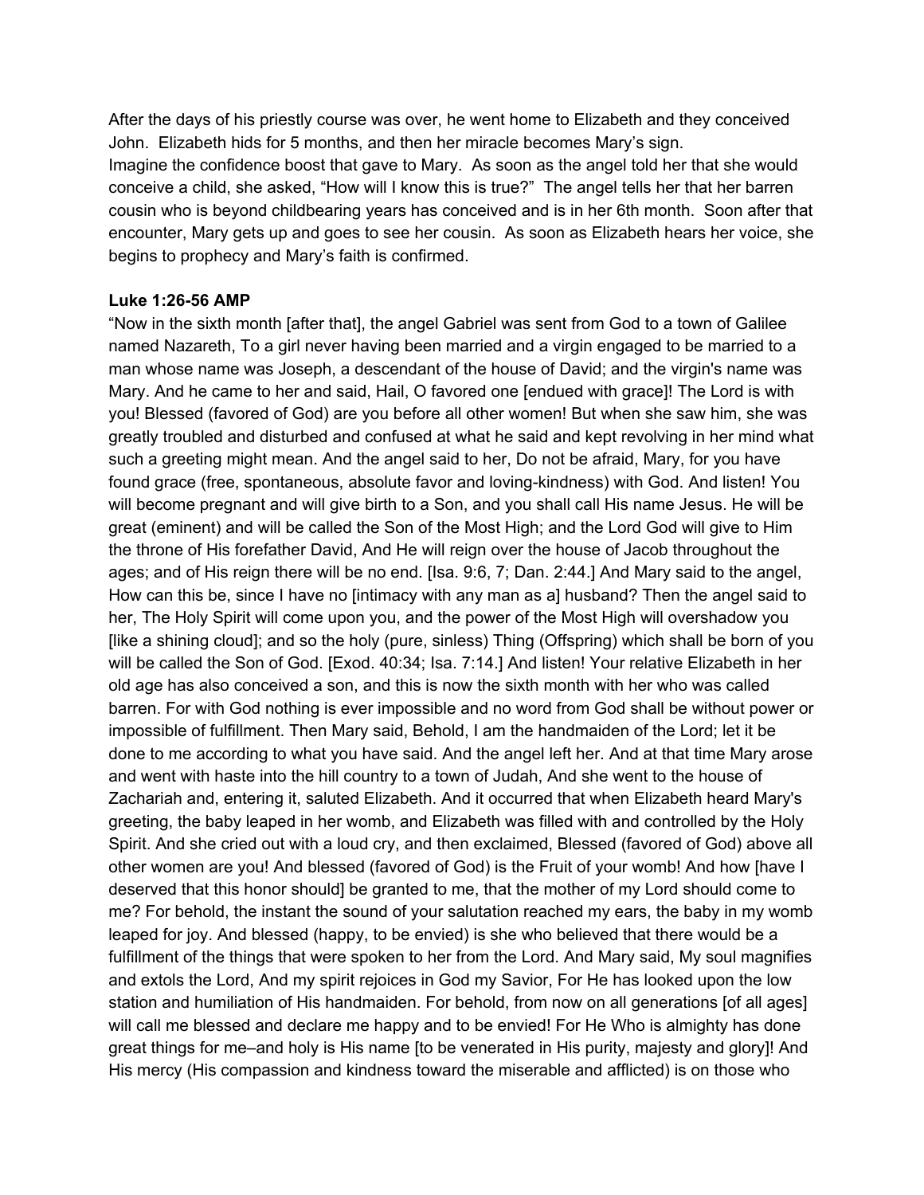After the days of his priestly course was over, he went home to Elizabeth and they conceived John. Elizabeth hids for 5 months, and then her miracle becomes Mary's sign.
Imagine the confidence boost that gave to Mary. As soon as the angel told her that she would conceive a child, she asked, "How will I know this is true?" The angel tells her that her barren cousin who is beyond childbearing years has conceived and is in her 6th month. Soon after that encounter, Mary gets up and goes to see her cousin. As soon as Elizabeth hears her voice, she begins to prophecy and Mary's faith is confirmed.

**Luke 1:26-56 AMP**

"Now in the sixth month [after that], the angel Gabriel was sent from God to a town of Galilee named Nazareth, To a girl never having been married and a virgin engaged to be married to a man whose name was Joseph, a descendant of the house of David; and the virgin's name was Mary. And he came to her and said, Hail, O favored one [endued with grace]! The Lord is with you! Blessed (favored of God) are you before all other women! But when she saw him, she was greatly troubled and disturbed and confused at what he said and kept revolving in her mind what such a greeting might mean. And the angel said to her, Do not be afraid, Mary, for you have found grace (free, spontaneous, absolute favor and loving-kindness) with God. And listen! You will become pregnant and will give birth to a Son, and you shall call His name Jesus. He will be great (eminent) and will be called the Son of the Most High; and the Lord God will give to Him the throne of His forefather David, And He will reign over the house of Jacob throughout the ages; and of His reign there will be no end. [Isa. 9:6, 7; Dan. 2:44.] And Mary said to the angel, How can this be, since I have no [intimacy with any man as a] husband? Then the angel said to her, The Holy Spirit will come upon you, and the power of the Most High will overshadow you [like a shining cloud]; and so the holy (pure, sinless) Thing (Offspring) which shall be born of you will be called the Son of God. [Exod. 40:34; Isa. 7:14.] And listen! Your relative Elizabeth in her old age has also conceived a son, and this is now the sixth month with her who was called barren. For with God nothing is ever impossible and no word from God shall be without power or impossible of fulfillment. Then Mary said, Behold, I am the handmaiden of the Lord; let it be done to me according to what you have said. And the angel left her. And at that time Mary arose and went with haste into the hill country to a town of Judah, And she went to the house of Zachariah and, entering it, saluted Elizabeth. And it occurred that when Elizabeth heard Mary's greeting, the baby leaped in her womb, and Elizabeth was filled with and controlled by the Holy Spirit. And she cried out with a loud cry, and then exclaimed, Blessed (favored of God) above all other women are you! And blessed (favored of God) is the Fruit of your womb! And how [have I deserved that this honor should] be granted to me, that the mother of my Lord should come to me? For behold, the instant the sound of your salutation reached my ears, the baby in my womb leaped for joy. And blessed (happy, to be envied) is she who believed that there would be a fulfillment of the things that were spoken to her from the Lord. And Mary said, My soul magnifies and extols the Lord, And my spirit rejoices in God my Savior, For He has looked upon the low station and humiliation of His handmaiden. For behold, from now on all generations [of all ages] will call me blessed and declare me happy and to be envied! For He Who is almighty has done great things for me–and holy is His name [to be venerated in His purity, majesty and glory]! And His mercy (His compassion and kindness toward the miserable and afflicted) is on those who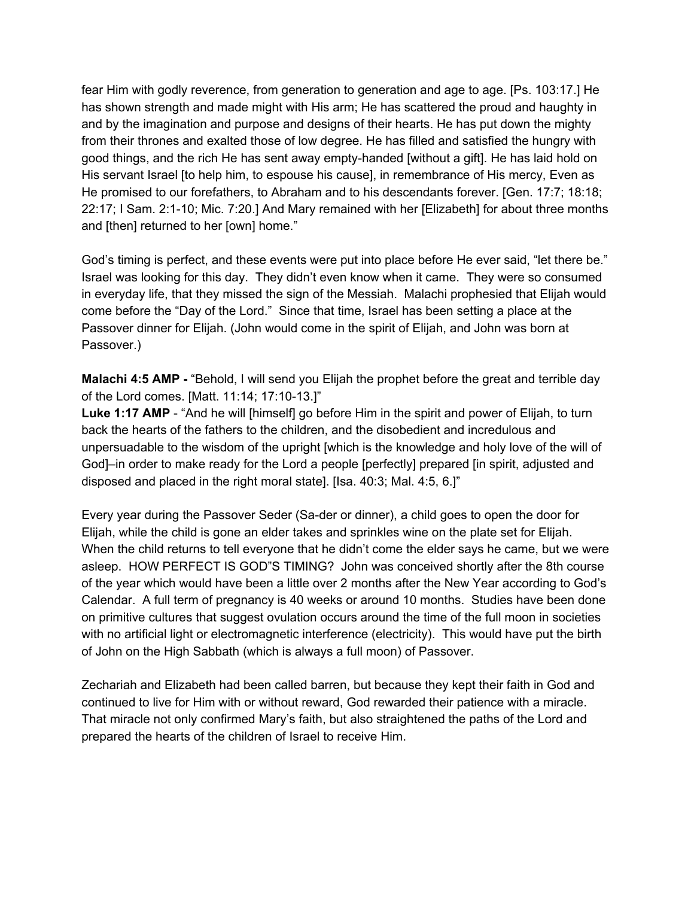fear Him with godly reverence, from generation to generation and age to age. [Ps. 103:17.] He has shown strength and made might with His arm; He has scattered the proud and haughty in and by the imagination and purpose and designs of their hearts. He has put down the mighty from their thrones and exalted those of low degree. He has filled and satisfied the hungry with good things, and the rich He has sent away empty-handed [without a gift]. He has laid hold on His servant Israel [to help him, to espouse his cause], in remembrance of His mercy, Even as He promised to our forefathers, to Abraham and to his descendants forever. [Gen. 17:7; 18:18; 22:17; I Sam. 2:1-10; Mic. 7:20.] And Mary remained with her [Elizabeth] for about three months and [then] returned to her [own] home."

God's timing is perfect, and these events were put into place before He ever said, "let there be." Israel was looking for this day. They didn't even know when it came. They were so consumed in everyday life, that they missed the sign of the Messiah. Malachi prophesied that Elijah would come before the "Day of the Lord." Since that time, Israel has been setting a place at the Passover dinner for Elijah. (John would come in the spirit of Elijah, and John was born at Passover.)

**Malachi 4:5 AMP -** "Behold, I will send you Elijah the prophet before the great and terrible day of the Lord comes. [Matt. 11:14; 17:10-13.]"
**Luke 1:17 AMP** - "And he will [himself] go before Him in the spirit and power of Elijah, to turn back the hearts of the fathers to the children, and the disobedient and incredulous and unpersuadable to the wisdom of the upright [which is the knowledge and holy love of the will of God]–in order to make ready for the Lord a people [perfectly] prepared [in spirit, adjusted and disposed and placed in the right moral state]. [Isa. 40:3; Mal. 4:5, 6.]"

Every year during the Passover Seder (Sa-der or dinner), a child goes to open the door for Elijah, while the child is gone an elder takes and sprinkles wine on the plate set for Elijah. When the child returns to tell everyone that he didn't come the elder says he came, but we were asleep. HOW PERFECT IS GOD"S TIMING? John was conceived shortly after the 8th course of the year which would have been a little over 2 months after the New Year according to God's Calendar. A full term of pregnancy is 40 weeks or around 10 months. Studies have been done on primitive cultures that suggest ovulation occurs around the time of the full moon in societies with no artificial light or electromagnetic interference (electricity). This would have put the birth of John on the High Sabbath (which is always a full moon) of Passover.

Zechariah and Elizabeth had been called barren, but because they kept their faith in God and continued to live for Him with or without reward, God rewarded their patience with a miracle. That miracle not only confirmed Mary's faith, but also straightened the paths of the Lord and prepared the hearts of the children of Israel to receive Him.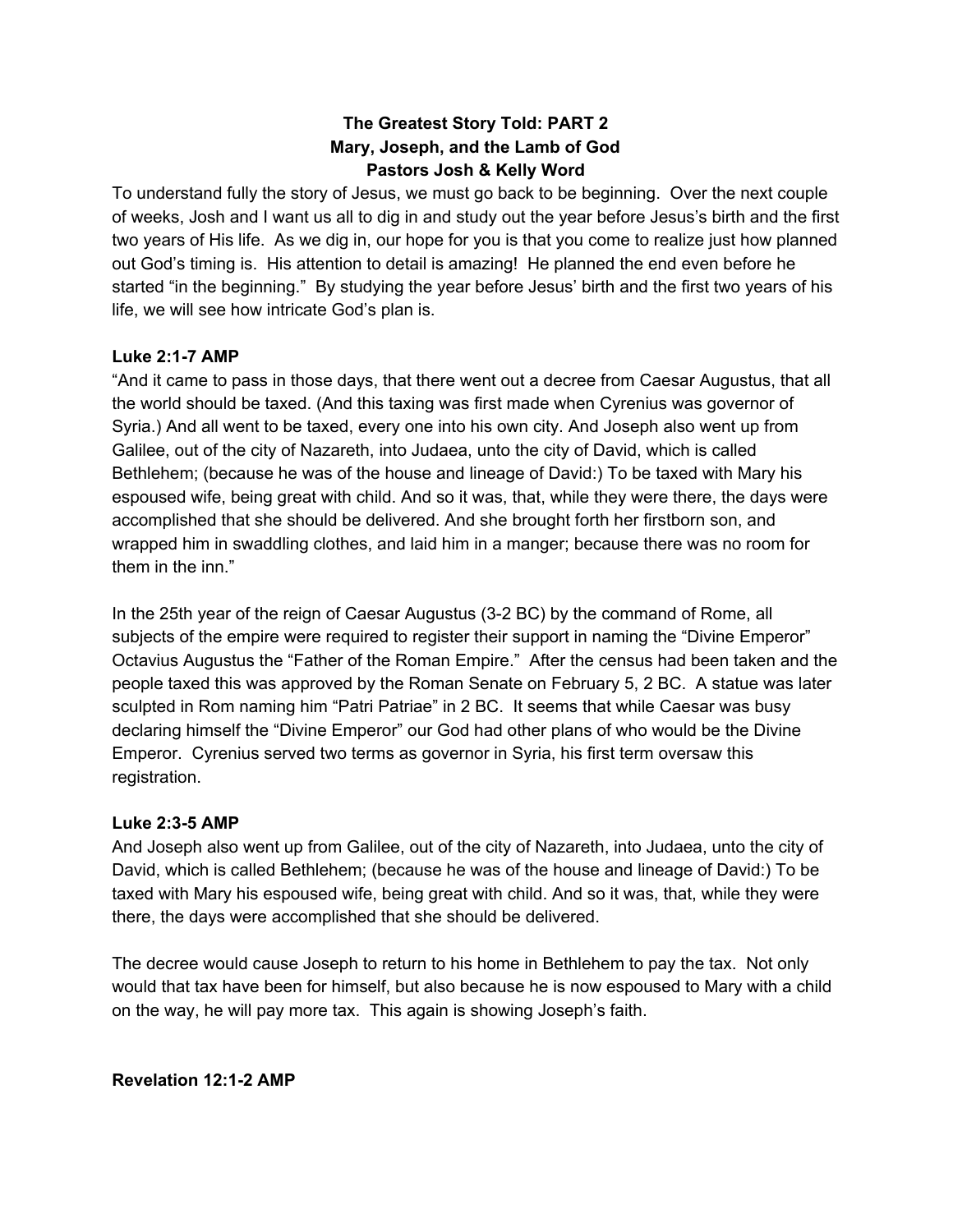**The Greatest Story Told: PART 2**
**Mary, Joseph, and the Lamb of God**
**Pastors Josh & Kelly Word**

To understand fully the story of Jesus, we must go back to be beginning. Over the next couple of weeks, Josh and I want us all to dig in and study out the year before Jesus's birth and the first two years of His life. As we dig in, our hope for you is that you come to realize just how planned out God's timing is. His attention to detail is amazing! He planned the end even before he started "in the beginning." By studying the year before Jesus' birth and the first two years of his life, we will see how intricate God's plan is.

**Luke 2:1-7 AMP**

"And it came to pass in those days, that there went out a decree from Caesar Augustus, that all the world should be taxed. (And this taxing was first made when Cyrenius was governor of Syria.) And all went to be taxed, every one into his own city. And Joseph also went up from Galilee, out of the city of Nazareth, into Judaea, unto the city of David, which is called Bethlehem; (because he was of the house and lineage of David:) To be taxed with Mary his espoused wife, being great with child. And so it was, that, while they were there, the days were accomplished that she should be delivered. And she brought forth her firstborn son, and wrapped him in swaddling clothes, and laid him in a manger; because there was no room for them in the inn."

In the 25th year of the reign of Caesar Augustus (3-2 BC) by the command of Rome, all subjects of the empire were required to register their support in naming the "Divine Emperor" Octavius Augustus the "Father of the Roman Empire." After the census had been taken and the people taxed this was approved by the Roman Senate on February 5, 2 BC. A statue was later sculpted in Rom naming him "Patri Patriae" in 2 BC. It seems that while Caesar was busy declaring himself the "Divine Emperor" our God had other plans of who would be the Divine Emperor. Cyrenius served two terms as governor in Syria, his first term oversaw this registration.

**Luke 2:3-5 AMP**

And Joseph also went up from Galilee, out of the city of Nazareth, into Judaea, unto the city of David, which is called Bethlehem; (because he was of the house and lineage of David:) To be taxed with Mary his espoused wife, being great with child. And so it was, that, while they were there, the days were accomplished that she should be delivered.

The decree would cause Joseph to return to his home in Bethlehem to pay the tax. Not only would that tax have been for himself, but also because he is now espoused to Mary with a child on the way, he will pay more tax. This again is showing Joseph's faith.

**Revelation 12:1-2 AMP**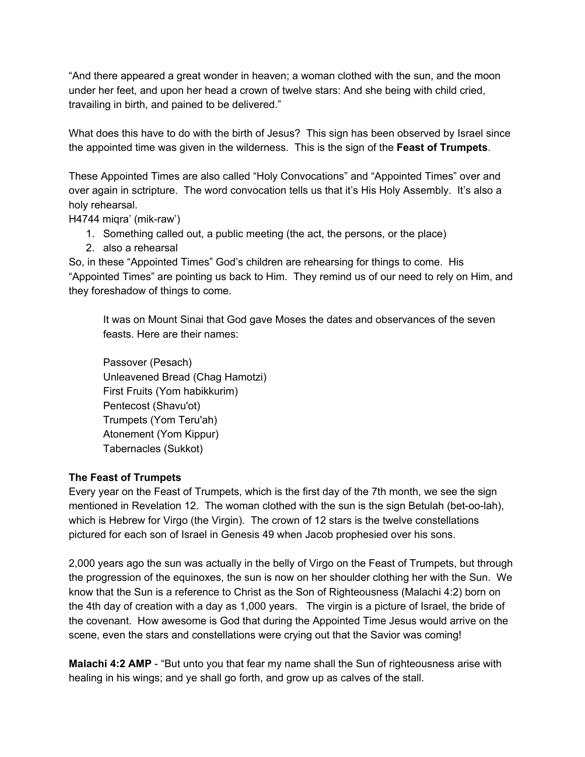“And there appeared a great wonder in heaven; a woman clothed with the sun, and the moon under her feet, and upon her head a crown of twelve stars: And she being with child cried, travailing in birth, and pained to be delivered.”

What does this have to do with the birth of Jesus? This sign has been observed by Israel since the appointed time was given in the wilderness. This is the sign of the **Feast of Trumpets**.

These Appointed Times are also called “Holy Convocations” and “Appointed Times” over and over again in sctripture. The word convocation tells us that it’s His Holy Assembly. It’s also a holy rehearsal.

H4744 miqra’ (mik-raw’)

1. Something called out, a public meeting (the act, the persons, or the place)
2. also a rehearsal

So, in these “Appointed Times” God’s children are rehearsing for things to come. His “Appointed Times” are pointing us back to Him. They remind us of our need to rely on Him, and they foreshadow of things to come.

> It was on Mount Sinai that God gave Moses the dates and observances of the seven feasts. Here are their names:
>
> Passover (Pesach)
> Unleavened Bread (Chag Hamotzi)
> First Fruits (Yom habikkurim)
> Pentecost (Shavu'ot)
> Trumpets (Yom Teru'ah)
> Atonement (Yom Kippur)
> Tabernacles (Sukkot)

**The Feast of Trumpets**

Every year on the Feast of Trumpets, which is the first day of the 7th month, we see the sign mentioned in Revelation 12. The woman clothed with the sun is the sign Betulah (bet-oo-lah), which is Hebrew for Virgo (the Virgin). The crown of 12 stars is the twelve constellations pictured for each son of Israel in Genesis 49 when Jacob prophesied over his sons.

2,000 years ago the sun was actually in the belly of Virgo on the Feast of Trumpets, but through the progression of the equinoxes, the sun is now on her shoulder clothing her with the Sun. We know that the Sun is a reference to Christ as the Son of Righteousness (Malachi 4:2) born on the 4th day of creation with a day as 1,000 years. The virgin is a picture of Israel, the bride of the covenant. How awesome is God that during the Appointed Time Jesus would arrive on the scene, even the stars and constellations were crying out that the Savior was coming!

**Malachi 4:2 AMP** - “But unto you that fear my name shall the Sun of righteousness arise with healing in his wings; and ye shall go forth, and grow up as calves of the stall.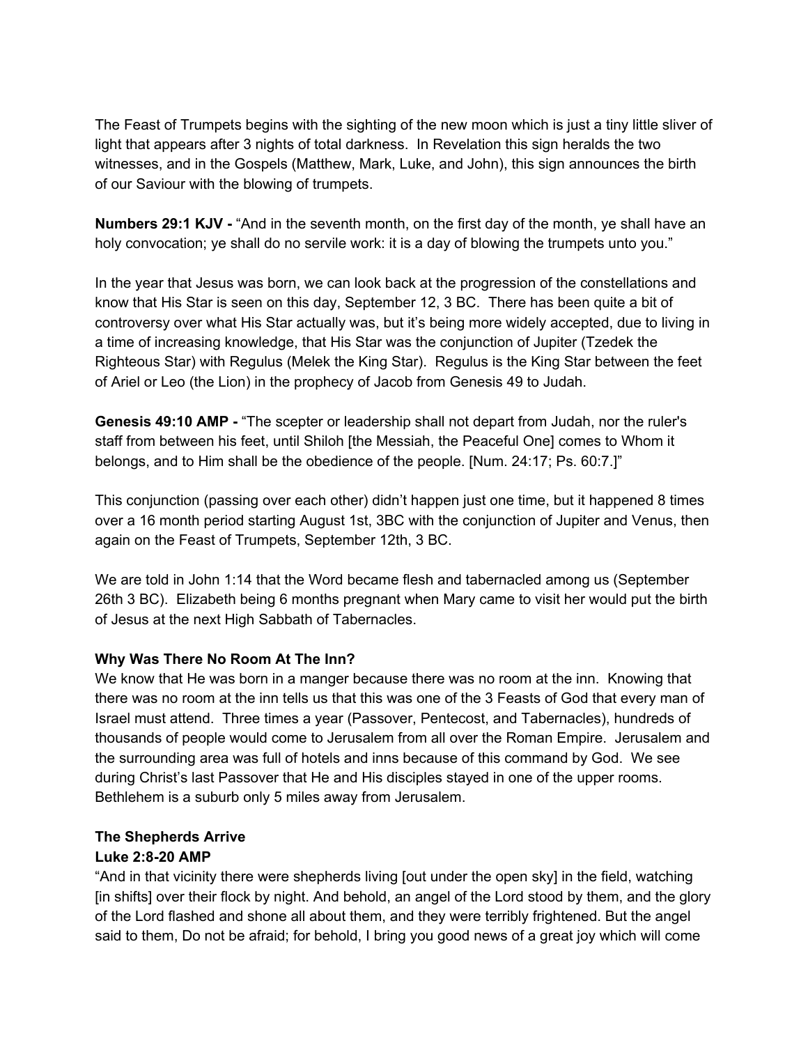The Feast of Trumpets begins with the sighting of the new moon which is just a tiny little sliver of light that appears after 3 nights of total darkness. In Revelation this sign heralds the two witnesses, and in the Gospels (Matthew, Mark, Luke, and John), this sign announces the birth of our Saviour with the blowing of trumpets.

**Numbers 29:1 KJV -** “And in the seventh month, on the first day of the month, ye shall have an holy convocation; ye shall do no servile work: it is a day of blowing the trumpets unto you.”

In the year that Jesus was born, we can look back at the progression of the constellations and know that His Star is seen on this day, September 12, 3 BC. There has been quite a bit of controversy over what His Star actually was, but it’s being more widely accepted, due to living in a time of increasing knowledge, that His Star was the conjunction of Jupiter (Tzedek the Righteous Star) with Regulus (Melek the King Star). Regulus is the King Star between the feet of Ariel or Leo (the Lion) in the prophecy of Jacob from Genesis 49 to Judah.

**Genesis 49:10 AMP -** “The scepter or leadership shall not depart from Judah, nor the ruler's staff from between his feet, until Shiloh [the Messiah, the Peaceful One] comes to Whom it belongs, and to Him shall be the obedience of the people. [Num. 24:17; Ps. 60:7.]”

This conjunction (passing over each other) didn’t happen just one time, but it happened 8 times over a 16 month period starting August 1st, 3BC with the conjunction of Jupiter and Venus, then again on the Feast of Trumpets, September 12th, 3 BC.

We are told in John 1:14 that the Word became flesh and tabernacled among us (September 26th 3 BC). Elizabeth being 6 months pregnant when Mary came to visit her would put the birth of Jesus at the next High Sabbath of Tabernacles.

**Why Was There No Room At The Inn?**

We know that He was born in a manger because there was no room at the inn. Knowing that there was no room at the inn tells us that this was one of the 3 Feasts of God that every man of Israel must attend. Three times a year (Passover, Pentecost, and Tabernacles), hundreds of thousands of people would come to Jerusalem from all over the Roman Empire. Jerusalem and the surrounding area was full of hotels and inns because of this command by God. We see during Christ’s last Passover that He and His disciples stayed in one of the upper rooms. Bethlehem is a suburb only 5 miles away from Jerusalem.

**The Shepherds Arrive**

**Luke 2:8-20 AMP**

“And in that vicinity there were shepherds living [out under the open sky] in the field, watching [in shifts] over their flock by night. And behold, an angel of the Lord stood by them, and the glory of the Lord flashed and shone all about them, and they were terribly frightened. But the angel said to them, Do not be afraid; for behold, I bring you good news of a great joy which will come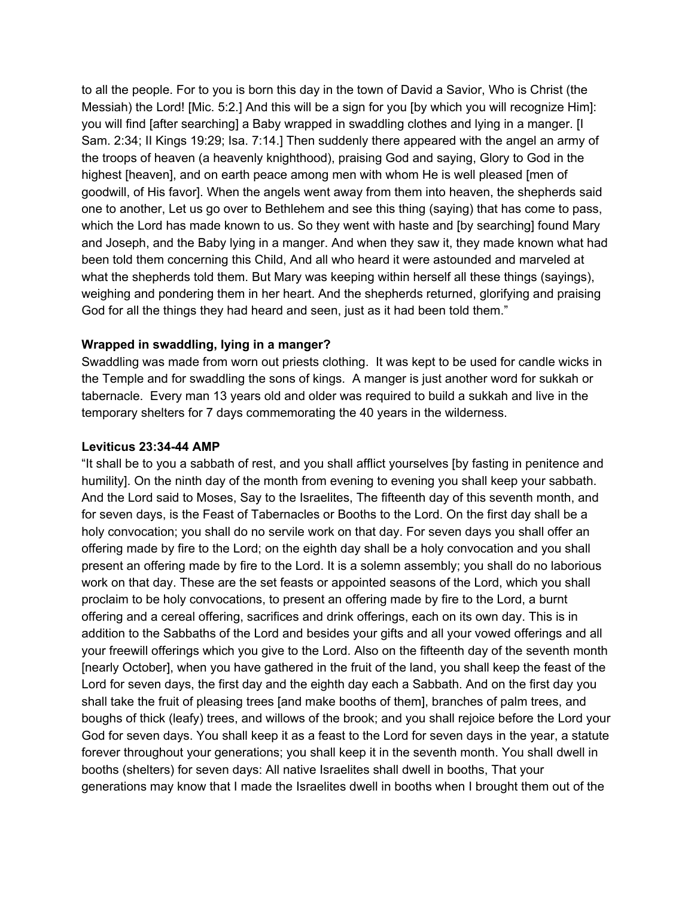to all the people. For to you is born this day in the town of David a Savior, Who is Christ (the Messiah) the Lord! [Mic. 5:2.] And this will be a sign for you [by which you will recognize Him]: you will find [after searching] a Baby wrapped in swaddling clothes and lying in a manger. [I Sam. 2:34; II Kings 19:29; Isa. 7:14.] Then suddenly there appeared with the angel an army of the troops of heaven (a heavenly knighthood), praising God and saying, Glory to God in the highest [heaven], and on earth peace among men with whom He is well pleased [men of goodwill, of His favor]. When the angels went away from them into heaven, the shepherds said one to another, Let us go over to Bethlehem and see this thing (saying) that has come to pass, which the Lord has made known to us. So they went with haste and [by searching] found Mary and Joseph, and the Baby lying in a manger. And when they saw it, they made known what had been told them concerning this Child, And all who heard it were astounded and marveled at what the shepherds told them. But Mary was keeping within herself all these things (sayings), weighing and pondering them in her heart. And the shepherds returned, glorifying and praising God for all the things they had heard and seen, just as it had been told them."

**Wrapped in swaddling, lying in a manger?**

Swaddling was made from worn out priests clothing. It was kept to be used for candle wicks in the Temple and for swaddling the sons of kings. A manger is just another word for sukkah or tabernacle. Every man 13 years old and older was required to build a sukkah and live in the temporary shelters for 7 days commemorating the 40 years in the wilderness.

**Leviticus 23:34-44 AMP**

"It shall be to you a sabbath of rest, and you shall afflict yourselves [by fasting in penitence and humility]. On the ninth day of the month from evening to evening you shall keep your sabbath. And the Lord said to Moses, Say to the Israelites, The fifteenth day of this seventh month, and for seven days, is the Feast of Tabernacles or Booths to the Lord. On the first day shall be a holy convocation; you shall do no servile work on that day. For seven days you shall offer an offering made by fire to the Lord; on the eighth day shall be a holy convocation and you shall present an offering made by fire to the Lord. It is a solemn assembly; you shall do no laborious work on that day. These are the set feasts or appointed seasons of the Lord, which you shall proclaim to be holy convocations, to present an offering made by fire to the Lord, a burnt offering and a cereal offering, sacrifices and drink offerings, each on its own day. This is in addition to the Sabbaths of the Lord and besides your gifts and all your vowed offerings and all your freewill offerings which you give to the Lord. Also on the fifteenth day of the seventh month [nearly October], when you have gathered in the fruit of the land, you shall keep the feast of the Lord for seven days, the first day and the eighth day each a Sabbath. And on the first day you shall take the fruit of pleasing trees [and make booths of them], branches of palm trees, and boughs of thick (leafy) trees, and willows of the brook; and you shall rejoice before the Lord your God for seven days. You shall keep it as a feast to the Lord for seven days in the year, a statute forever throughout your generations; you shall keep it in the seventh month. You shall dwell in booths (shelters) for seven days: All native Israelites shall dwell in booths, That your generations may know that I made the Israelites dwell in booths when I brought them out of the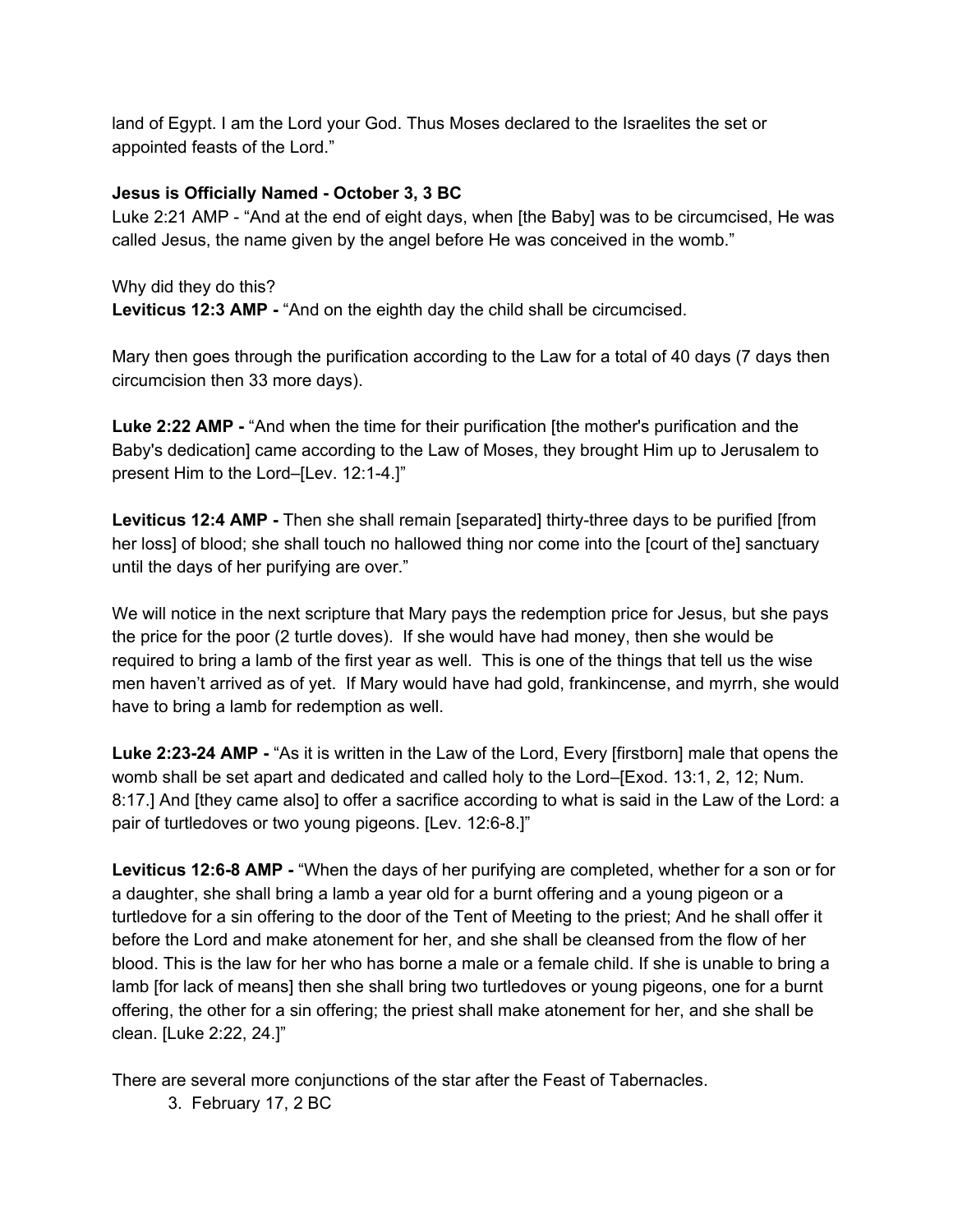land of Egypt. I am the Lord your God. Thus Moses declared to the Israelites the set or appointed feasts of the Lord."

**Jesus is Officially Named - October 3, 3 BC**

Luke 2:21 AMP - "And at the end of eight days, when [the Baby] was to be circumcised, He was called Jesus, the name given by the angel before He was conceived in the womb."

Why did they do this?

**Leviticus 12:3 AMP -** "And on the eighth day the child shall be circumcised.

Mary then goes through the purification according to the Law for a total of 40 days (7 days then circumcision then 33 more days).

**Luke 2:22 AMP -** "And when the time for their purification [the mother's purification and the Baby's dedication] came according to the Law of Moses, they brought Him up to Jerusalem to present Him to the Lord–[Lev. 12:1-4.]"

**Leviticus 12:4 AMP -** Then she shall remain [separated] thirty-three days to be purified [from her loss] of blood; she shall touch no hallowed thing nor come into the [court of the] sanctuary until the days of her purifying are over."

We will notice in the next scripture that Mary pays the redemption price for Jesus, but she pays the price for the poor (2 turtle doves). If she would have had money, then she would be required to bring a lamb of the first year as well. This is one of the things that tell us the wise men haven't arrived as of yet. If Mary would have had gold, frankincense, and myrrh, she would have to bring a lamb for redemption as well.

**Luke 2:23-24 AMP -** "As it is written in the Law of the Lord, Every [firstborn] male that opens the womb shall be set apart and dedicated and called holy to the Lord–[Exod. 13:1, 2, 12; Num. 8:17.] And [they came also] to offer a sacrifice according to what is said in the Law of the Lord: a pair of turtledoves or two young pigeons. [Lev. 12:6-8.]"

**Leviticus 12:6-8 AMP -** "When the days of her purifying are completed, whether for a son or for a daughter, she shall bring a lamb a year old for a burnt offering and a young pigeon or a turtledove for a sin offering to the door of the Tent of Meeting to the priest; And he shall offer it before the Lord and make atonement for her, and she shall be cleansed from the flow of her blood. This is the law for her who has borne a male or a female child. If she is unable to bring a lamb [for lack of means] then she shall bring two turtledoves or young pigeons, one for a burnt offering, the other for a sin offering; the priest shall make atonement for her, and she shall be clean. [Luke 2:22, 24.]"

There are several more conjunctions of the star after the Feast of Tabernacles.

3. February 17, 2 BC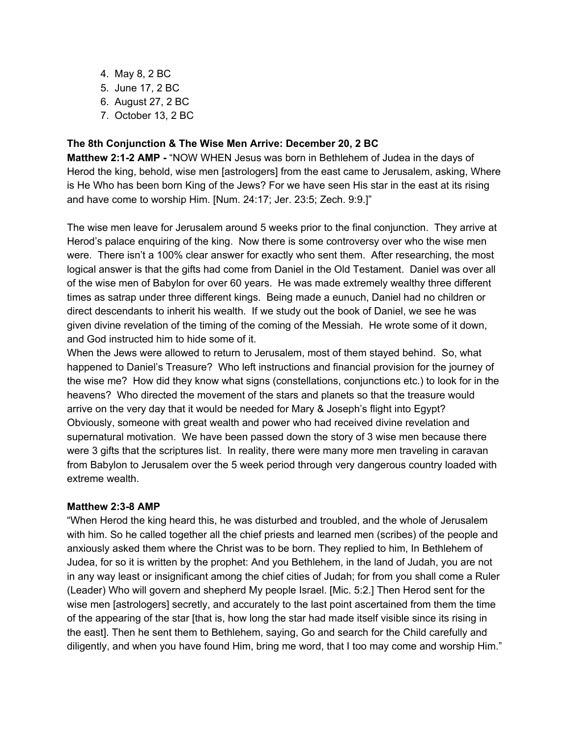4. May 8, 2 BC
5. June 17, 2 BC
6. August 27, 2 BC
7. October 13, 2 BC

**The 8th Conjunction & The Wise Men Arrive: December 20, 2 BC**

**Matthew 2:1-2 AMP -** "NOW WHEN Jesus was born in Bethlehem of Judea in the days of Herod the king, behold, wise men [astrologers] from the east came to Jerusalem, asking, Where is He Who has been born King of the Jews? For we have seen His star in the east at its rising and have come to worship Him. [Num. 24:17; Jer. 23:5; Zech. 9:9.]"

The wise men leave for Jerusalem around 5 weeks prior to the final conjunction. They arrive at Herod's palace enquiring of the king. Now there is some controversy over who the wise men were. There isn't a 100% clear answer for exactly who sent them. After researching, the most logical answer is that the gifts had come from Daniel in the Old Testament. Daniel was over all of the wise men of Babylon for over 60 years. He was made extremely wealthy three different times as satrap under three different kings. Being made a eunuch, Daniel had no children or direct descendants to inherit his wealth. If we study out the book of Daniel, we see he was given divine revelation of the timing of the coming of the Messiah. He wrote some of it down, and God instructed him to hide some of it.

When the Jews were allowed to return to Jerusalem, most of them stayed behind. So, what happened to Daniel's Treasure? Who left instructions and financial provision for the journey of the wise me? How did they know what signs (constellations, conjunctions etc.) to look for in the heavens? Who directed the movement of the stars and planets so that the treasure would arrive on the very day that it would be needed for Mary & Joseph's flight into Egypt? Obviously, someone with great wealth and power who had received divine revelation and supernatural motivation. We have been passed down the story of 3 wise men because there were 3 gifts that the scriptures list. In reality, there were many more men traveling in caravan from Babylon to Jerusalem over the 5 week period through very dangerous country loaded with extreme wealth.

**Matthew 2:3-8 AMP**

"When Herod the king heard this, he was disturbed and troubled, and the whole of Jerusalem with him. So he called together all the chief priests and learned men (scribes) of the people and anxiously asked them where the Christ was to be born. They replied to him, In Bethlehem of Judea, for so it is written by the prophet: And you Bethlehem, in the land of Judah, you are not in any way least or insignificant among the chief cities of Judah; for from you shall come a Ruler (Leader) Who will govern and shepherd My people Israel. [Mic. 5:2.] Then Herod sent for the wise men [astrologers] secretly, and accurately to the last point ascertained from them the time of the appearing of the star [that is, how long the star had made itself visible since its rising in the east]. Then he sent them to Bethlehem, saying, Go and search for the Child carefully and diligently, and when you have found Him, bring me word, that I too may come and worship Him."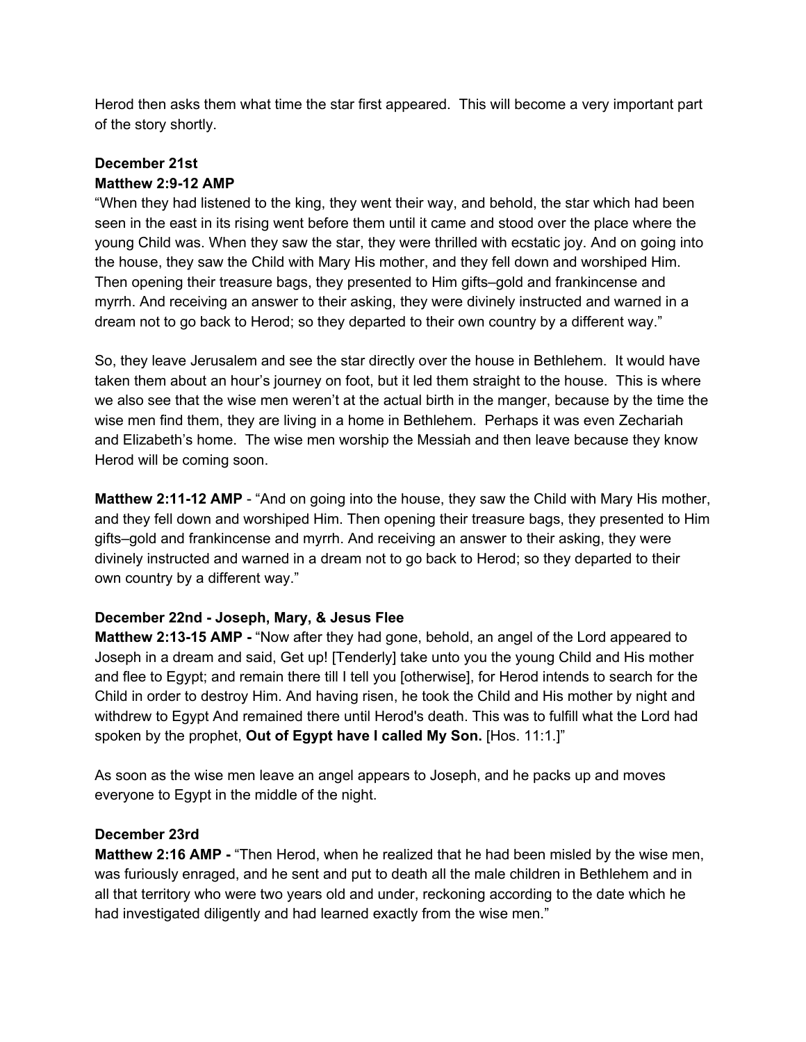Herod then asks them what time the star first appeared. This will become a very important part of the story shortly.

**December 21st**
**Matthew 2:9-12 AMP**
“When they had listened to the king, they went their way, and behold, the star which had been seen in the east in its rising went before them until it came and stood over the place where the young Child was. When they saw the star, they were thrilled with ecstatic joy. And on going into the house, they saw the Child with Mary His mother, and they fell down and worshiped Him. Then opening their treasure bags, they presented to Him gifts–gold and frankincense and myrrh. And receiving an answer to their asking, they were divinely instructed and warned in a dream not to go back to Herod; so they departed to their own country by a different way.”

So, they leave Jerusalem and see the star directly over the house in Bethlehem. It would have taken them about an hour’s journey on foot, but it led them straight to the house. This is where we also see that the wise men weren’t at the actual birth in the manger, because by the time the wise men find them, they are living in a home in Bethlehem. Perhaps it was even Zechariah and Elizabeth’s home. The wise men worship the Messiah and then leave because they know Herod will be coming soon.

**Matthew 2:11-12 AMP** - “And on going into the house, they saw the Child with Mary His mother, and they fell down and worshiped Him. Then opening their treasure bags, they presented to Him gifts–gold and frankincense and myrrh. And receiving an answer to their asking, they were divinely instructed and warned in a dream not to go back to Herod; so they departed to their own country by a different way.”

**December 22nd - Joseph, Mary, & Jesus Flee**
**Matthew 2:13-15 AMP -** “Now after they had gone, behold, an angel of the Lord appeared to Joseph in a dream and said, Get up! [Tenderly] take unto you the young Child and His mother and flee to Egypt; and remain there till I tell you [otherwise], for Herod intends to search for the Child in order to destroy Him. And having risen, he took the Child and His mother by night and withdrew to Egypt And remained there until Herod's death. This was to fulfill what the Lord had spoken by the prophet, **Out of Egypt have I called My Son.** [Hos. 11:1.]”

As soon as the wise men leave an angel appears to Joseph, and he packs up and moves everyone to Egypt in the middle of the night.

**December 23rd**
**Matthew 2:16 AMP -** “Then Herod, when he realized that he had been misled by the wise men, was furiously enraged, and he sent and put to death all the male children in Bethlehem and in all that territory who were two years old and under, reckoning according to the date which he had investigated diligently and had learned exactly from the wise men.”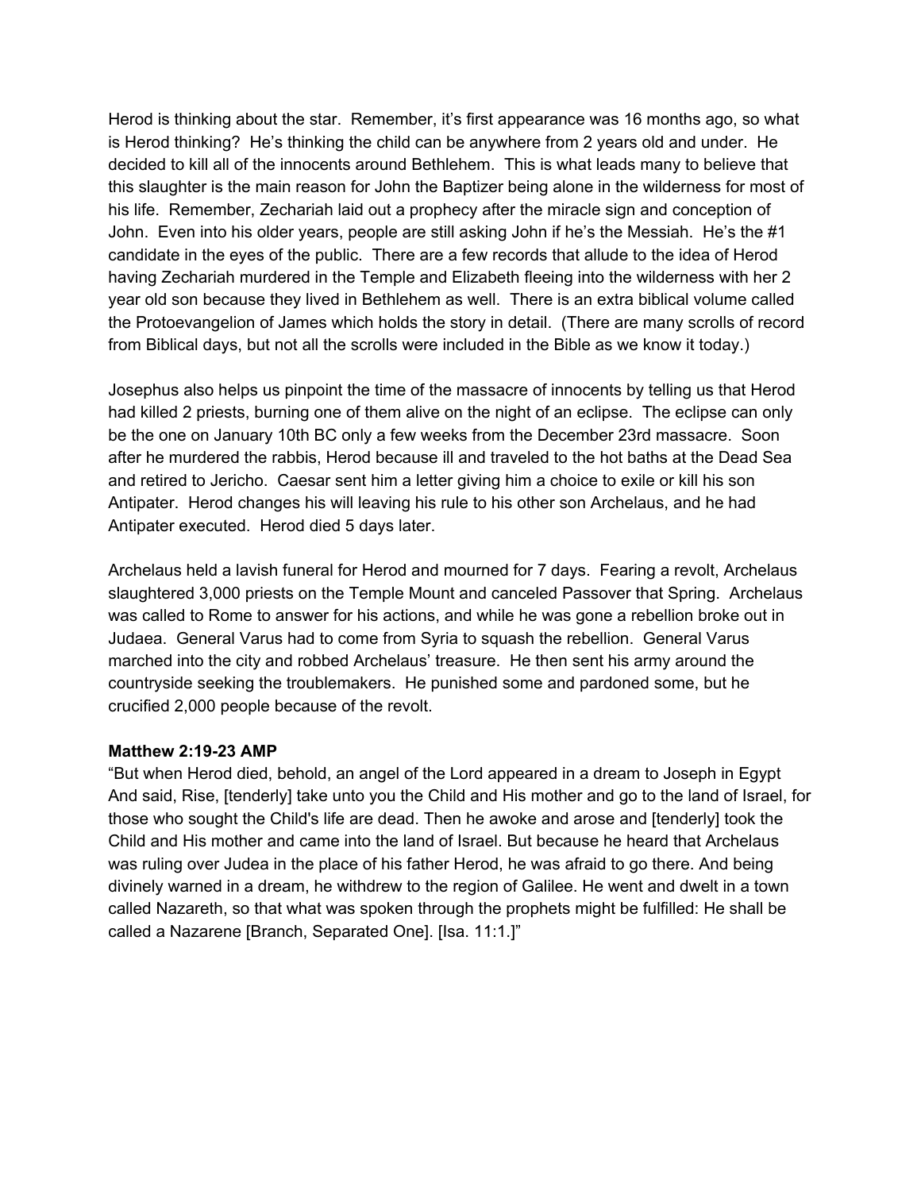Herod is thinking about the star. Remember, it's first appearance was 16 months ago, so what is Herod thinking? He's thinking the child can be anywhere from 2 years old and under. He decided to kill all of the innocents around Bethlehem. This is what leads many to believe that this slaughter is the main reason for John the Baptizer being alone in the wilderness for most of his life. Remember, Zechariah laid out a prophecy after the miracle sign and conception of John. Even into his older years, people are still asking John if he's the Messiah. He's the #1 candidate in the eyes of the public. There are a few records that allude to the idea of Herod having Zechariah murdered in the Temple and Elizabeth fleeing into the wilderness with her 2 year old son because they lived in Bethlehem as well. There is an extra biblical volume called the Protoevangelion of James which holds the story in detail. (There are many scrolls of record from Biblical days, but not all the scrolls were included in the Bible as we know it today.)

Josephus also helps us pinpoint the time of the massacre of innocents by telling us that Herod had killed 2 priests, burning one of them alive on the night of an eclipse. The eclipse can only be the one on January 10th BC only a few weeks from the December 23rd massacre. Soon after he murdered the rabbis, Herod because ill and traveled to the hot baths at the Dead Sea and retired to Jericho. Caesar sent him a letter giving him a choice to exile or kill his son Antipater. Herod changes his will leaving his rule to his other son Archelaus, and he had Antipater executed. Herod died 5 days later.

Archelaus held a lavish funeral for Herod and mourned for 7 days. Fearing a revolt, Archelaus slaughtered 3,000 priests on the Temple Mount and canceled Passover that Spring. Archelaus was called to Rome to answer for his actions, and while he was gone a rebellion broke out in Judaea. General Varus had to come from Syria to squash the rebellion. General Varus marched into the city and robbed Archelaus' treasure. He then sent his army around the countryside seeking the troublemakers. He punished some and pardoned some, but he crucified 2,000 people because of the revolt.

**Matthew 2:19-23 AMP**
"But when Herod died, behold, an angel of the Lord appeared in a dream to Joseph in Egypt And said, Rise, [tenderly] take unto you the Child and His mother and go to the land of Israel, for those who sought the Child's life are dead. Then he awoke and arose and [tenderly] took the Child and His mother and came into the land of Israel. But because he heard that Archelaus was ruling over Judea in the place of his father Herod, he was afraid to go there. And being divinely warned in a dream, he withdrew to the region of Galilee. He went and dwelt in a town called Nazareth, so that what was spoken through the prophets might be fulfilled: He shall be called a Nazarene [Branch, Separated One]. [Isa. 11:1.]"